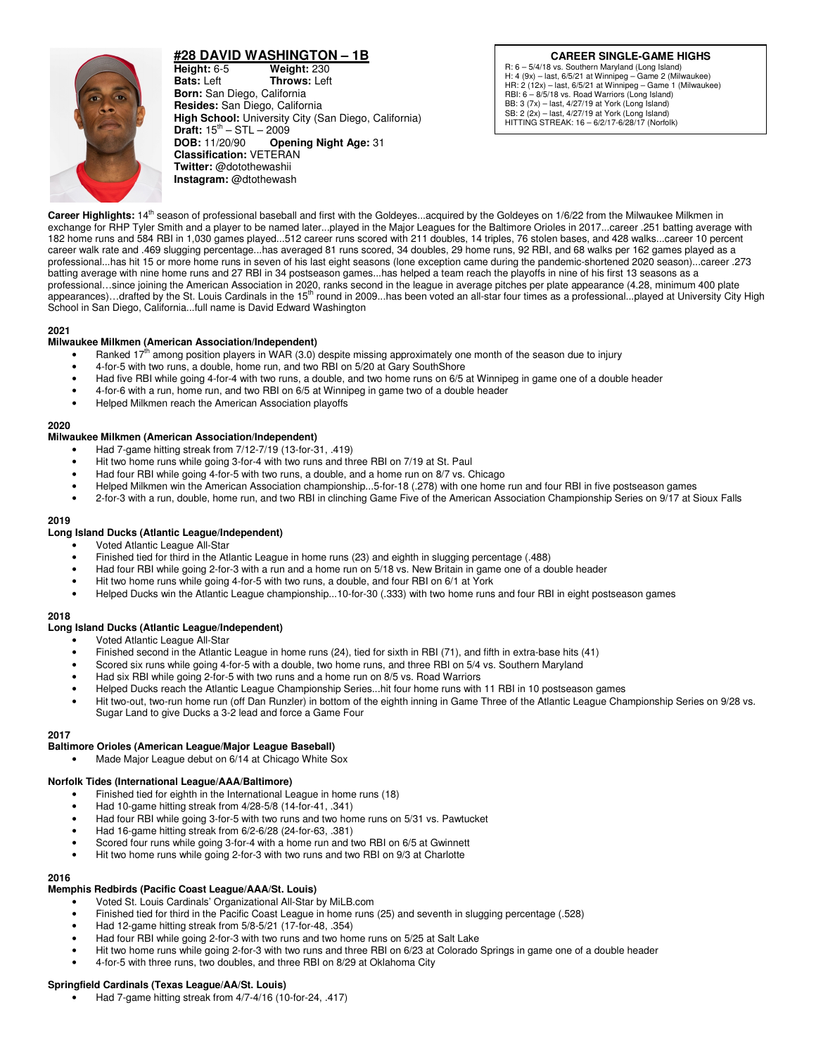## #28 DAVID WASHINGTON – 1B

**Height:** 6-5 **Weight:** 230
**Bats:** Left **Throws:** Left
**Born:** San Diego, California
**Resides:** San Diego, California
**High School:** University City (San Diego, California)
**Draft:** 15th – STL – 2009
**DOB:** 11/20/90 **Opening Night Age:** 31
**Classification:** VETERAN
**Twitter:** @dotothewashii
**Instagram:** @dtothewash

**CAREER SINGLE-GAME HIGHS**

R: 6 – 5/4/18 vs. Southern Maryland (Long Island)
H: 4 (9x) – last, 6/5/21 at Winnipeg – Game 2 (Milwaukee)
HR: 2 (12x) – last, 6/5/21 at Winnipeg – Game 1 (Milwaukee)
RBI: 6 – 8/5/18 vs. Road Warriors (Long Island)
BB: 3 (7x) – last, 4/27/19 at York (Long Island)
SB: 2 (2x) – last, 4/27/19 at York (Long Island)
HITTING STREAK: 16 – 6/2/17-6/28/17 (Norfolk)

**Career Highlights:** 14th season of professional baseball and first with the Goldeyes...acquired by the Goldeyes on 1/6/22 from the Milwaukee Milkmen in exchange for RHP Tyler Smith and a player to be named later...played in the Major Leagues for the Baltimore Orioles in 2017...career .251 batting average with 182 home runs and 584 RBI in 1,030 games played...512 career runs scored with 211 doubles, 14 triples, 76 stolen bases, and 428 walks...career 10 percent career walk rate and .469 slugging percentage...has averaged 81 runs scored, 34 doubles, 29 home runs, 92 RBI, and 68 walks per 162 games played as a professional...has hit 15 or more home runs in seven of his last eight seasons (lone exception came during the pandemic-shortened 2020 season)...career .273 batting average with nine home runs and 27 RBI in 34 postseason games...has helped a team reach the playoffs in nine of his first 13 seasons as a professional…since joining the American Association in 2020, ranks second in the league in average pitches per plate appearance (4.28, minimum 400 plate appearances)…drafted by the St. Louis Cardinals in the 15th round in 2009...has been voted an all-star four times as a professional...played at University City High School in San Diego, California...full name is David Edward Washington

### 2021

**Milwaukee Milkmen (American Association/Independent)**

- Ranked 17th among position players in WAR (3.0) despite missing approximately one month of the season due to injury
- 4-for-5 with two runs, a double, home run, and two RBI on 5/20 at Gary SouthShore
- Had five RBI while going 4-for-4 with two runs, a double, and two home runs on 6/5 at Winnipeg in game one of a double header
- 4-for-6 with a run, home run, and two RBI on 6/5 at Winnipeg in game two of a double header
- Helped Milkmen reach the American Association playoffs

### 2020

**Milwaukee Milkmen (American Association/Independent)**

- Had 7-game hitting streak from 7/12-7/19 (13-for-31, .419)
- Hit two home runs while going 3-for-4 with two runs and three RBI on 7/19 at St. Paul
- Had four RBI while going 4-for-5 with two runs, a double, and a home run on 8/7 vs. Chicago
- Helped Milkmen win the American Association championship...5-for-18 (.278) with one home run and four RBI in five postseason games
- 2-for-3 with a run, double, home run, and two RBI in clinching Game Five of the American Association Championship Series on 9/17 at Sioux Falls

### 2019

**Long Island Ducks (Atlantic League/Independent)**

- Voted Atlantic League All-Star
- Finished tied for third in the Atlantic League in home runs (23) and eighth in slugging percentage (.488)
- Had four RBI while going 2-for-3 with a run and a home run on 5/18 vs. New Britain in game one of a double header
- Hit two home runs while going 4-for-5 with two runs, a double, and four RBI on 6/1 at York
- Helped Ducks win the Atlantic League championship...10-for-30 (.333) with two home runs and four RBI in eight postseason games

### 2018

**Long Island Ducks (Atlantic League/Independent)**

- Voted Atlantic League All-Star
- Finished second in the Atlantic League in home runs (24), tied for sixth in RBI (71), and fifth in extra-base hits (41)
- Scored six runs while going 4-for-5 with a double, two home runs, and three RBI on 5/4 vs. Southern Maryland
- Had six RBI while going 2-for-5 with two runs and a home run on 8/5 vs. Road Warriors
- Helped Ducks reach the Atlantic League Championship Series...hit four home runs with 11 RBI in 10 postseason games
- Hit two-out, two-run home run (off Dan Runzler) in bottom of the eighth inning in Game Three of the Atlantic League Championship Series on 9/28 vs. Sugar Land to give Ducks a 3-2 lead and force a Game Four

### 2017

**Baltimore Orioles (American League/Major League Baseball)**

- Made Major League debut on 6/14 at Chicago White Sox

**Norfolk Tides (International League/AAA/Baltimore)**

- Finished tied for eighth in the International League in home runs (18)
- Had 10-game hitting streak from 4/28-5/8 (14-for-41, .341)
- Had four RBI while going 3-for-5 with two runs and two home runs on 5/31 vs. Pawtucket
- Had 16-game hitting streak from 6/2-6/28 (24-for-63, .381)
- Scored four runs while going 3-for-4 with a home run and two RBI on 6/5 at Gwinnett
- Hit two home runs while going 2-for-3 with two runs and two RBI on 9/3 at Charlotte

### 2016

**Memphis Redbirds (Pacific Coast League/AAA/St. Louis)**

- Voted St. Louis Cardinals' Organizational All-Star by MiLB.com
- Finished tied for third in the Pacific Coast League in home runs (25) and seventh in slugging percentage (.528)
- Had 12-game hitting streak from 5/8-5/21 (17-for-48, .354)
- Had four RBI while going 2-for-3 with two runs and two home runs on 5/25 at Salt Lake
- Hit two home runs while going 2-for-3 with two runs and three RBI on 6/23 at Colorado Springs in game one of a double header
- 4-for-5 with three runs, two doubles, and three RBI on 8/29 at Oklahoma City

**Springfield Cardinals (Texas League/AA/St. Louis)**

- Had 7-game hitting streak from 4/7-4/16 (10-for-24, .417)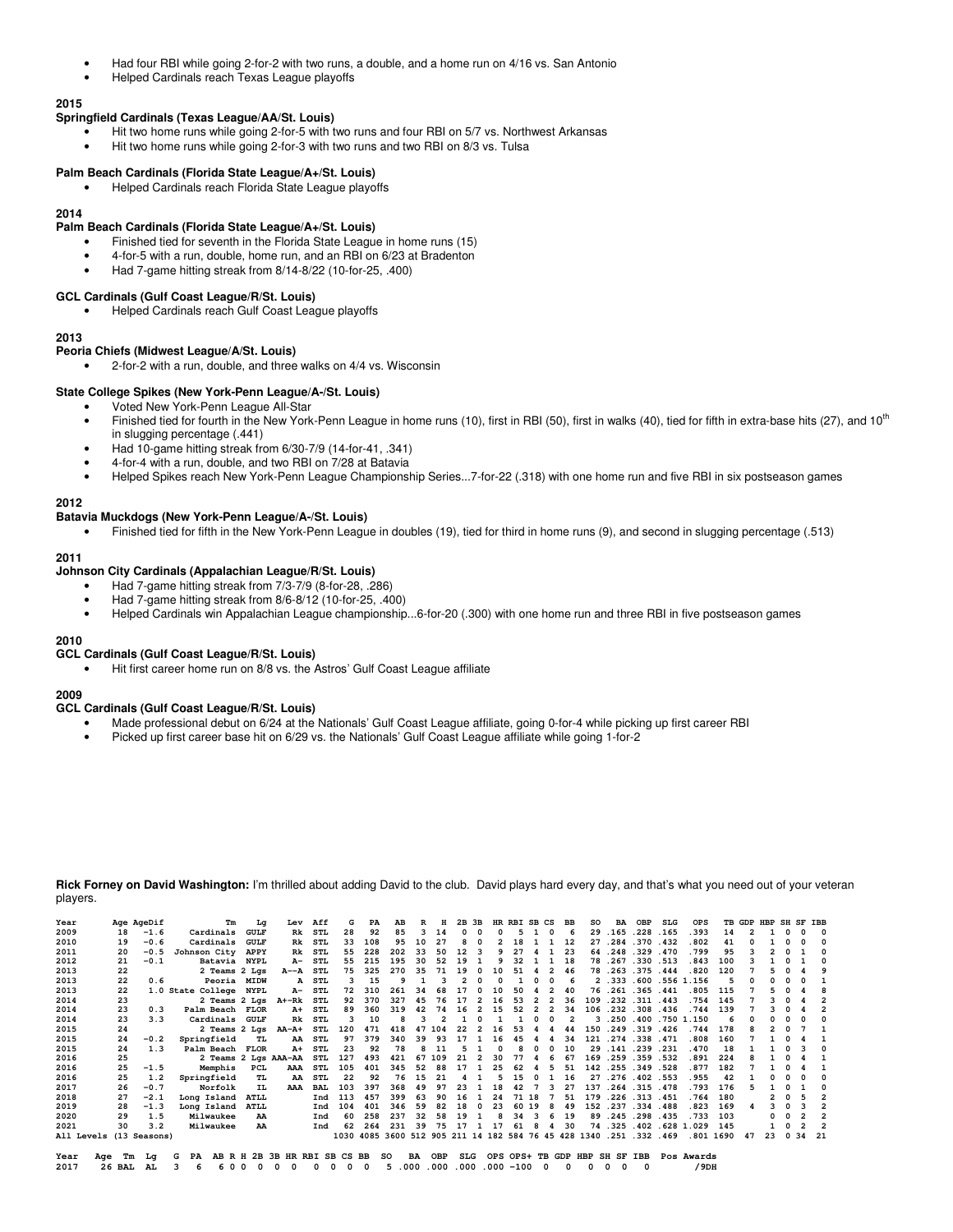- Had four RBI while going 2-for-2 with two runs, a double, and a home run on 4/16 vs. San Antonio
- Helped Cardinals reach Texas League playoffs

## 2015

### Springfield Cardinals (Texas League/AA/St. Louis)

- Hit two home runs while going 2-for-5 with two runs and four RBI on 5/7 vs. Northwest Arkansas
- Hit two home runs while going 2-for-3 with two runs and two RBI on 8/3 vs. Tulsa

### Palm Beach Cardinals (Florida State League/A+/St. Louis)

- Helped Cardinals reach Florida State League playoffs

## 2014

### Palm Beach Cardinals (Florida State League/A+/St. Louis)

- Finished tied for seventh in the Florida State League in home runs (15)
- 4-for-5 with a run, double, home run, and an RBI on 6/23 at Bradenton
- Had 7-game hitting streak from 8/14-8/22 (10-for-25, .400)

### GCL Cardinals (Gulf Coast League/R/St. Louis)

- Helped Cardinals reach Gulf Coast League playoffs

## 2013

### Peoria Chiefs (Midwest League/A/St. Louis)

- 2-for-2 with a run, double, and three walks on 4/4 vs. Wisconsin

### State College Spikes (New York-Penn League/A-/St. Louis)

- Voted New York-Penn League All-Star
- Finished tied for fourth in the New York-Penn League in home runs (10), first in RBI (50), first in walks (40), tied for fifth in extra-base hits (27), and 10th in slugging percentage (.441)
- Had 10-game hitting streak from 6/30-7/9 (14-for-41, .341)
- 4-for-4 with a run, double, and two RBI on 7/28 at Batavia
- Helped Spikes reach New York-Penn League Championship Series...7-for-22 (.318) with one home run and five RBI in six postseason games

## 2012

### Batavia Muckdogs (New York-Penn League/A-/St. Louis)

- Finished tied for fifth in the New York-Penn League in doubles (19), tied for third in home runs (9), and second in slugging percentage (.513)

## 2011

### Johnson City Cardinals (Appalachian League/R/St. Louis)

- Had 7-game hitting streak from 7/3-7/9 (8-for-28, .286)
- Had 7-game hitting streak from 8/6-8/12 (10-for-25, .400)
- Helped Cardinals win Appalachian League championship...6-for-20 (.300) with one home run and three RBI in five postseason games

## 2010

### GCL Cardinals (Gulf Coast League/R/St. Louis)

- Hit first career home run on 8/8 vs. the Astros' Gulf Coast League affiliate

## 2009

### GCL Cardinals (Gulf Coast League/R/St. Louis)

- Made professional debut on 6/24 at the Nationals' Gulf Coast League affiliate, going 0-for-4 while picking up first career RBI
- Picked up first career base hit on 6/29 vs. the Nationals' Gulf Coast League affiliate while going 1-for-2

**Rick Forney on David Washington:** I'm thrilled about adding David to the club. David plays hard every day, and that's what you need out of your veteran players.

| Year | Age | AgeDif | Tm | Lg | Lev | Aff | G | PA | AB | R | H | 2B | 3B | HR | RBI | SB | CS | BB | SO | BA | OBP | SLG | OPS | TB | GDP | HBP | SH | SF | IBB |
|---|---|---|---|---|---|---|---|---|---|---|---|---|---|---|---|---|---|---|---|---|---|---|---|---|---|---|---|---|---|
| 2009 | 18 | -1.6 | Cardinals | GULF | Rk | STL | 28 | 92 | 85 | 3 | 14 | 0 | 0 | 0 | 5 | 1 | 0 | 6 | 29 | .165 | .228 | .165 | .393 | 14 | 2 | 1 | 0 | 0 | 0 |
| 2010 | 19 | -0.6 | Cardinals | GULF | Rk | STL | 33 | 108 | 95 | 10 | 27 | 8 | 0 | 2 | 18 | 1 | 1 | 12 | 27 | .284 | .370 | .432 | .802 | 41 | 0 | 1 | 0 | 0 | 0 |
| 2011 | 20 | -0.5 | Johnson City | APPY | Rk | STL | 55 | 228 | 202 | 33 | 50 | 12 | 3 | 9 | 27 | 4 | 1 | 23 | 64 | .248 | .329 | .470 | .799 | 95 | 3 | 2 | 0 | 1 | 0 |
| 2012 | 21 | -0.1 | Batavia | NYPL | A- | STL | 55 | 215 | 195 | 30 | 52 | 19 | 1 | 9 | 32 | 1 | 1 | 18 | 78 | .267 | .330 | .513 | .843 | 100 | 3 | 1 | 0 | 1 | 0 |
| 2013 | 22 | | 2 Teams | 2 Lgs | A--A | STL | 75 | 325 | 270 | 35 | 71 | 19 | 0 | 10 | 51 | 4 | 2 | 46 | 78 | .263 | .375 | .444 | .820 | 120 | 7 | 5 | 0 | 4 | 9 |
| 2013 | 22 | 0.6 | Peoria | MIDW | A | STL | 3 | 15 | 9 | 1 | 3 | 2 | 0 | 0 | 1 | 0 | 0 | 6 | 2 | .333 | .600 | .556 | 1.156 | 5 | 0 | 0 | 0 | 0 | 1 |
| 2013 | 22 | 1.0 | State College | NYPL | A- | STL | 72 | 310 | 261 | 34 | 68 | 17 | 0 | 10 | 50 | 4 | 2 | 40 | 76 | .261 | .365 | .441 | .805 | 115 | 7 | 5 | 0 | 4 | 8 |
| 2014 | 23 | | 2 Teams | 2 Lgs | A+-Rk | STL | 92 | 370 | 327 | 45 | 76 | 17 | 2 | 16 | 53 | 2 | 2 | 36 | 109 | .232 | .311 | .443 | .754 | 145 | 7 | 3 | 0 | 4 | 2 |
| 2014 | 23 | 0.3 | Palm Beach | FLOR | A+ | STL | 89 | 360 | 319 | 42 | 74 | 16 | 2 | 15 | 52 | 2 | 2 | 34 | 106 | .232 | .308 | .436 | .744 | 139 | 7 | 3 | 0 | 4 | 2 |
| 2014 | 23 | 3.3 | Cardinals | GULF | Rk | STL | 3 | 10 | 8 | 3 | 2 | 1 | 0 | 1 | 1 | 0 | 0 | 2 | 3 | .250 | .400 | .750 | 1.150 | 6 | 0 | 0 | 0 | 0 | 0 |
| 2015 | 24 | | 2 Teams | 2 Lgs | AA-A+ | STL | 120 | 471 | 418 | 47 | 104 | 22 | 2 | 16 | 53 | 4 | 4 | 44 | 150 | .249 | .319 | .426 | .744 | 178 | 8 | 2 | 0 | 7 | 1 |
| 2015 | 24 | -0.2 | Springfield | TL | AA | STL | 97 | 379 | 340 | 39 | 93 | 17 | 1 | 16 | 45 | 4 | 4 | 34 | 121 | .274 | .338 | .471 | .808 | 160 | 7 | 1 | 0 | 4 | 1 |
| 2015 | 24 | 1.3 | Palm Beach | FLOR | A+ | STL | 23 | 92 | 78 | 8 | 11 | 5 | 1 | 0 | 8 | 0 | 0 | 10 | 29 | .141 | .239 | .231 | .470 | 18 | 1 | 1 | 0 | 3 | 0 |
| 2016 | 25 | | 2 Teams | 2 Lgs | AAA-AA | STL | 127 | 493 | 421 | 67 | 109 | 21 | 2 | 30 | 77 | 4 | 6 | 67 | 169 | .259 | .359 | .532 | .891 | 224 | 8 | 1 | 0 | 4 | 1 |
| 2016 | 25 | -1.5 | Memphis | PCL | AAA | STL | 105 | 401 | 345 | 52 | 88 | 17 | 1 | 25 | 62 | 4 | 5 | 51 | 142 | .255 | .349 | .528 | .877 | 182 | 7 | 1 | 0 | 4 | 1 |
| 2016 | 25 | 1.2 | Springfield | TL | AA | STL | 22 | 92 | 76 | 15 | 21 | 4 | 1 | 5 | 15 | 0 | 1 | 16 | 27 | .276 | .402 | .553 | .955 | 42 | 1 | 0 | 0 | 0 | 0 |
| 2017 | 26 | -0.7 | Norfolk | IL | AAA | BAL | 103 | 397 | 368 | 49 | 97 | 23 | 1 | 18 | 42 | 7 | 3 | 27 | 137 | .264 | .315 | .478 | .793 | 176 | 5 | 1 | 0 | 1 | 0 |
| 2018 | 27 | -2.1 | Long Island | ATLL | | Ind | 113 | 457 | 399 | 63 | 90 | 16 | 1 | 24 | 71 | 18 | 7 | 51 | 179 | .226 | .313 | .451 | .764 | 180 | | 2 | 0 | 5 | 2 |
| 2019 | 28 | -1.3 | Long Island | ATLL | | Ind | 104 | 401 | 346 | 59 | 82 | 18 | 0 | 23 | 60 | 19 | 8 | 49 | 152 | .237 | .334 | .488 | .823 | 169 | 4 | 3 | 0 | 3 | 2 |
| 2020 | 29 | 1.5 | Milwaukee | AA | | Ind | 60 | 258 | 237 | 32 | 58 | 19 | 1 | 8 | 34 | 3 | 6 | 19 | 89 | .245 | .298 | .435 | .733 | 103 | | 0 | 0 | 2 | 2 |
| 2021 | 30 | 3.2 | Milwaukee | AA | | Ind | 62 | 264 | 231 | 39 | 75 | 17 | 1 | 17 | 61 | 8 | 4 | 30 | 74 | .325 | .402 | .628 | 1.029 | 145 | | 1 | 0 | 2 | 2 |
| All Levels (13 Seasons) | | | | | | | 1030 | 4085 | 3600 | 512 | 905 | 211 | 14 | 182 | 584 | 76 | 45 | 428 | 1340 | .251 | .332 | .469 | .801 | 1690 | 47 | 23 | 0 | 34 | 21 |

| Year | Age | Tm | Lg | G | PA | AB | R | H | 2B | 3B | HR | RBI | SB | CS | BB | SO | BA | OBP | SLG | OPS | OPS+ | TB | GDP | HBP | SH | SF | IBB | Pos | Awards |
|---|---|---|---|---|---|---|---|---|---|---|---|---|---|---|---|---|---|---|---|---|---|---|---|---|---|---|---|---|---|
| 2017 | 26 | BAL | AL | 3 | 6 | 6 | 0 | 0 | 0 | 0 | 0 | 0 | 0 | 0 | 0 | 5 | .000 | .000 | .000 | .000 | -100 | 0 | 0 | 0 | 0 | 0 | 0 | /9DH | |